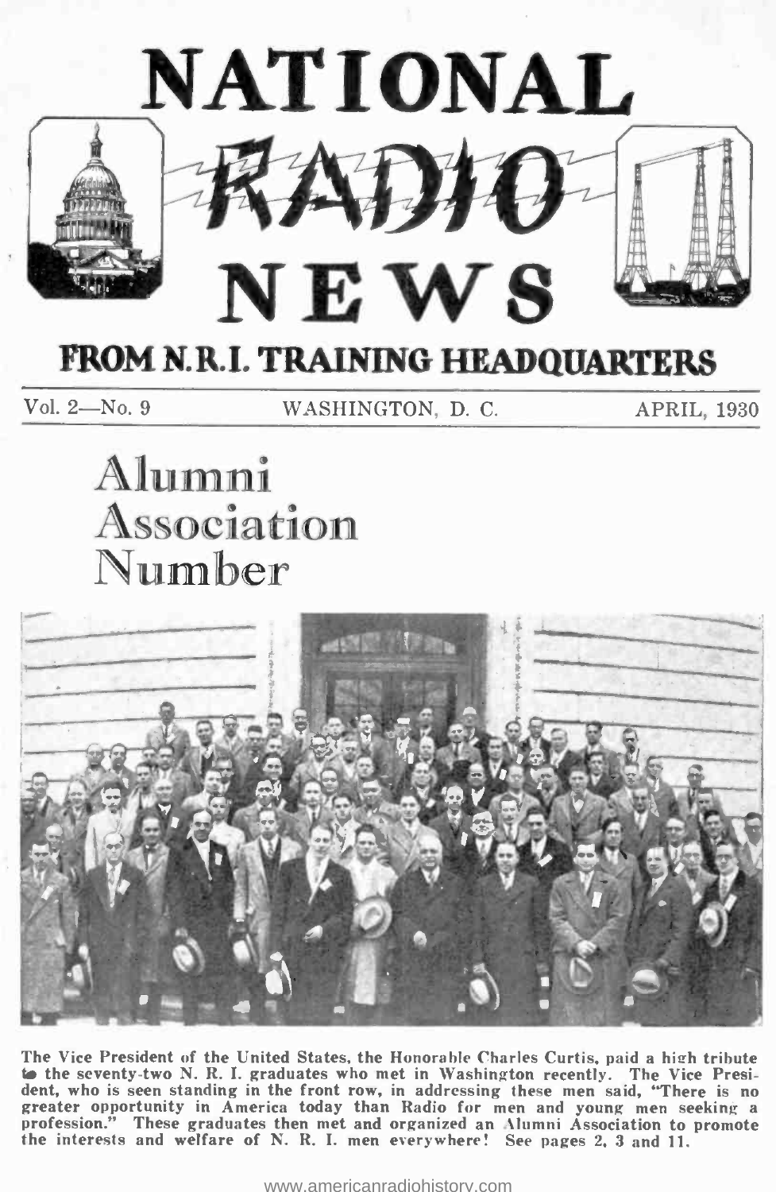# NATIONAL RADIO NEWS

## FROM N.R.I. TRAINING HEADQUARTERS

Vol. 2—No. 9 WASHINGTON, D. C. APRIL, 1930

# Alumni Association Number

The Vice President of the United States, the Honorable Charles Curtis, paid a high tribute to the seventy-two N. R. I. graduates who met in Washington recently. The Vice President, who is seen standing in the front row, in addressing these men said, "There is no greater opportunity in America today than Radio for men and young men seeking a profession." These graduates then met and organized an Alumni Association to promote the interests and welfare of N. R. I. men everywhere! See pages 2, 3 and 11.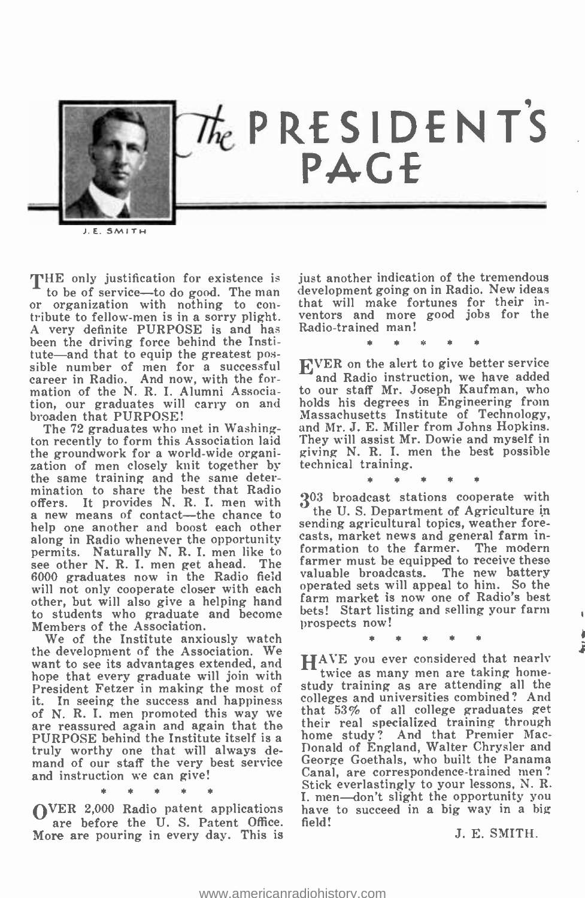# The PRESIDENT'S PAGE

J. E. SMITH

THE only justification for existence is to be of service—to do good. The man or organization with nothing to contribute to fellow-men is in a sorry plight. A very definite PURPOSE is and has been the driving force behind the Institute—and that to equip the greatest possible number of men for a successful career in Radio. And now, with the formation of the N. R. I. Alumni Association, our graduates will carry on and broaden that PURPOSE!

The 72 graduates who met in Washington recently to form this Association laid the groundwork for a world-wide organization of men closely knit together by the same training and the same determination to share the best that Radio offers. It provides N. R. I. men with a new means of contact—the chance to help one another and boost each other along in Radio whenever the opportunity permits. Naturally N. R. I. men like to see other N. R. I. men get ahead. The 6000 graduates now in the Radio field will not only cooperate closer with each other, but will also give a helping hand to students who graduate and become Members of the Association.

We of the Institute anxiously watch the development of the Association. We want to see its advantages extended, and hope that every graduate will join with President Fetzer in making the most of it. In seeing the success and happiness of N. R. I. men promoted this way we are reassured again and again that the PURPOSE behind the Institute itself is a truly worthy one that will always demand of our staff the very best service and instruction we can give!

\* \* \* \* \*

OVER 2,000 Radio patent applications are before the U. S. Patent Office. More are pouring in every day. This is just another indication of the tremendous development going on in Radio. New ideas that will make fortunes for their inventors and more good jobs for the Radio-trained man!

\* \* \* \* \*

EVER on the alert to give better service and Radio instruction, we have added to our staff Mr. Joseph Kaufman, who holds his degrees in Engineering from Massachusetts Institute of Technology, and Mr. J. E. Miller from Johns Hopkins. They will assist Mr. Dowie and myself in giving N. R. I. men the best possible technical training.

\* \* \* \* \*

303 broadcast stations cooperate with the U. S. Department of Agriculture in sending agricultural topics, weather forecasts, market news and general farm information to the farmer. The modern farmer must be equipped to receive these valuable broadcasts. The new battery operated sets will appeal to him. So the farm market is now one of Radio's best bets! Start listing and selling your farm prospects now!

\* \* \* \* \*

HAVE you ever considered that nearly twice as many men are taking home-study training as are attending all the colleges and universities combined? And that 53% of all college graduates get their real specialized training through home study? And that Premier MacDonald of England, Walter Chrysler and George Goethals, who built the Panama Canal, are correspondence-trained men? Stick everlastingly to your lessons, N. R. I. men—don't slight the opportunity you have to succeed in a big way in a big field!

J. E. SMITH.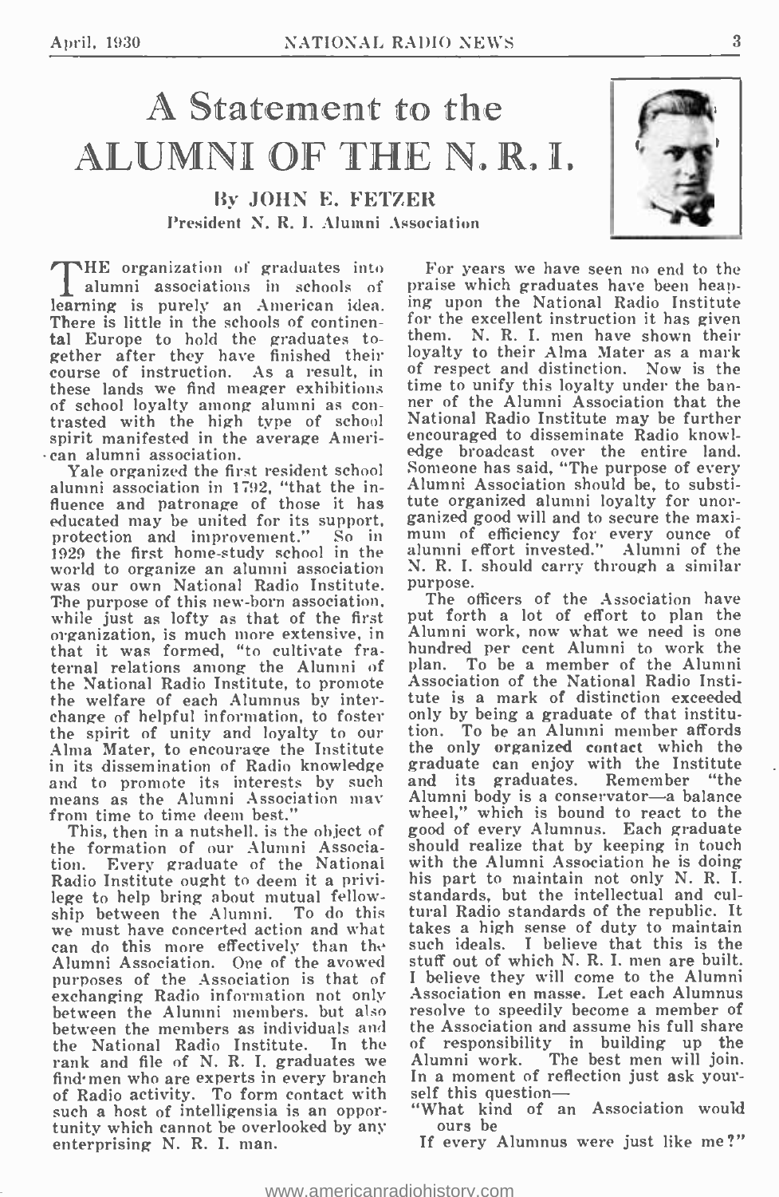# A Statement to the ALUMNI OF THE N. R. I.

### By JOHN E. FETZER
President N. R. I. Alumni Association

THE organization of graduates into alumni associations in schools of learning is purely an American idea. There is little in the schools of continental Europe to hold the graduates together after they have finished their course of instruction. As a result, in these lands we find meager exhibitions of school loyalty among alumni as contrasted with the high type of school spirit manifested in the average American alumni association.

Yale organized the first resident school alumni association in 1792, "that the influence and patronage of those it has educated may be united for its support, protection and improvement." So in 1929 the first home-study school in the world to organize an alumni association was our own National Radio Institute. The purpose of this new-born association, while just as lofty as that of the first organization, is much more extensive, in that it was formed, "to cultivate fraternal relations among the Alumni of the National Radio Institute, to promote the welfare of each Alumnus by interchange of helpful information, to foster the spirit of unity and loyalty to our Alma Mater, to encourage the Institute in its dissemination of Radio knowledge and to promote its interests by such means as the Alumni Association may from time to time deem best."

This, then in a nutshell, is the object of the formation of our Alumni Association. Every graduate of the National Radio Institute ought to deem it a privilege to help bring about mutual fellowship between the Alumni. To do this we must have concerted action and what can do this more effectively than the Alumni Association. One of the avowed purposes of the Association is that of exchanging Radio information not only between the Alumni members, but also between the members as individuals and the National Radio Institute. In the rank and file of N. R. I. graduates we find men who are experts in every branch of Radio activity. To form contact with such a host of intelligensia is an opportunity which cannot be overlooked by any enterprising N. R. I. man.

For years we have seen no end to the praise which graduates have been heaping upon the National Radio Institute for the excellent instruction it has given them. N. R. I. men have shown their loyalty to their Alma Mater as a mark of respect and distinction. Now is the time to unify this loyalty under the banner of the Alumni Association that the National Radio Institute may be further encouraged to disseminate Radio knowledge broadcast over the entire land. Someone has said, "The purpose of every Alumni Association should be, to substitute organized alumni loyalty for unorganized good will and to secure the maximum of efficiency for every ounce of alumni effort invested." Alumni of the N. R. I. should carry through a similar purpose.

The officers of the Association have put forth a lot of effort to plan the Alumni work, now what we need is one hundred per cent Alumni to work the plan. To be a member of the Alumni Association of the National Radio Institute is a mark of distinction exceeded only by being a graduate of that institution. To be an Alumni member affords the only **organized** contact which the graduate can enjoy with the Institute and its graduates. Remember "the Alumni body is a conservator—a balance wheel," which is bound to react to the good of every Alumnus. Each graduate should realize that by keeping in touch with the Alumni Association he is doing his part to maintain not only N. R. I. standards, but the intellectual and cultural Radio standards of the republic. It takes a high sense of duty to maintain such ideals. I believe that this is the stuff out of which N. R. I. men are built. I believe they will come to the Alumni Association en masse. Let each Alumnus resolve to speedily become a member of the Association and assume his full share of responsibility in building up the Alumni work. The best men will join. In a moment of reflection just ask yourself this question—

"What kind of an Association would ours be
If every Alumnus were just like me?"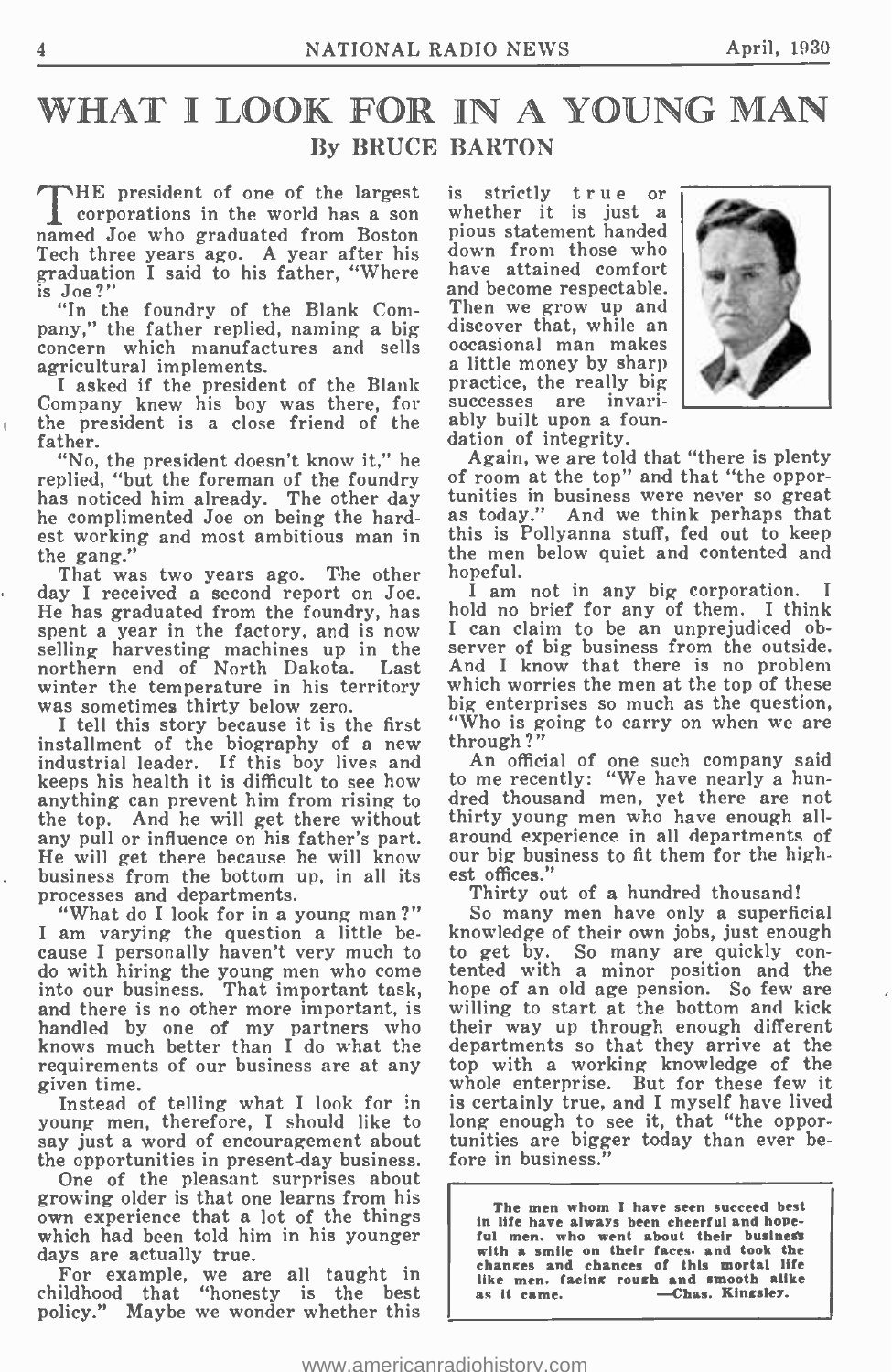# WHAT I LOOK FOR IN A YOUNG MAN

### By BRUCE BARTON

THE president of one of the largest corporations in the world has a son named Joe who graduated from Boston Tech three years ago. A year after his graduation I said to his father, "Where is Joe?"

"In the foundry of the Blank Company," the father replied, naming a big concern which manufactures and sells agricultural implements.

I asked if the president of the Blank Company knew his boy was there, for the president is a close friend of the father.

"No, the president doesn't know it," he replied, "but the foreman of the foundry has noticed him already. The other day he complimented Joe on being the hardest working and most ambitious man in the gang."

That was two years ago. The other day I received a second report on Joe. He has graduated from the foundry, has spent a year in the factory, and is now selling harvesting machines up in the northern end of North Dakota. Last winter the temperature in his territory was sometimes thirty below zero.

I tell this story because it is the first installment of the biography of a new industrial leader. If this boy lives and keeps his health it is difficult to see how anything can prevent him from rising to the top. And he will get there without any pull or influence on his father's part. He will get there because he will know business from the bottom up, in all its processes and departments.

"What do I look for in a young man?" I am varying the question a little because I personally haven't very much to do with hiring the young men who come into our business. That important task, and there is no other more important, is handled by one of my partners who knows much better than I do what the requirements of our business are at any given time.

Instead of telling what I look for in young men, therefore, I should like to say just a word of encouragement about the opportunities in present-day business.

One of the pleasant surprises about growing older is that one learns from his own experience that a lot of the things which had been told him in his younger days are actually true.

For example, we are all taught in childhood that "honesty is the best policy." Maybe we wonder whether this is strictly true or whether it is just a pious statement handed down from those who have attained comfort and become respectable. Then we grow up and discover that, while an occasional man makes a little money by sharp practice, the really big successes are invariably built upon a foundation of integrity.

Again, we are told that "there is plenty of room at the top" and that "the opportunities in business were never so great as today." And we think perhaps that this is Pollyanna stuff, fed out to keep the men below quiet and contented and hopeful.

I am not in any big corporation. I hold no brief for any of them. I think I can claim to be an unprejudiced observer of big business from the outside. And I know that there is no problem which worries the men at the top of these big enterprises so much as the question, "Who is going to carry on when we are through?"

An official of one such company said to me recently: "We have nearly a hundred thousand men, yet there are not thirty young men who have enough all-around experience in all departments of our big business to fit them for the highest offices."

Thirty out of a hundred thousand!

So many men have only a superficial knowledge of their own jobs, just enough to get by. So many are quickly contented with a minor position and the hope of an old age pension. So few are willing to start at the bottom and kick their way up through enough different departments so that they arrive at the top with a working knowledge of the whole enterprise. But for these few it is certainly true, and I myself have lived long enough to see it, that "the opportunities are bigger today than ever before in business."

---

**The men whom I have seen succeed best in life have always been cheerful and hopeful men, who went about their business with a smile on their faces, and took the changes and chances of this mortal life like men, facing rough and smooth alike as it came. —Chas. Kingsley.**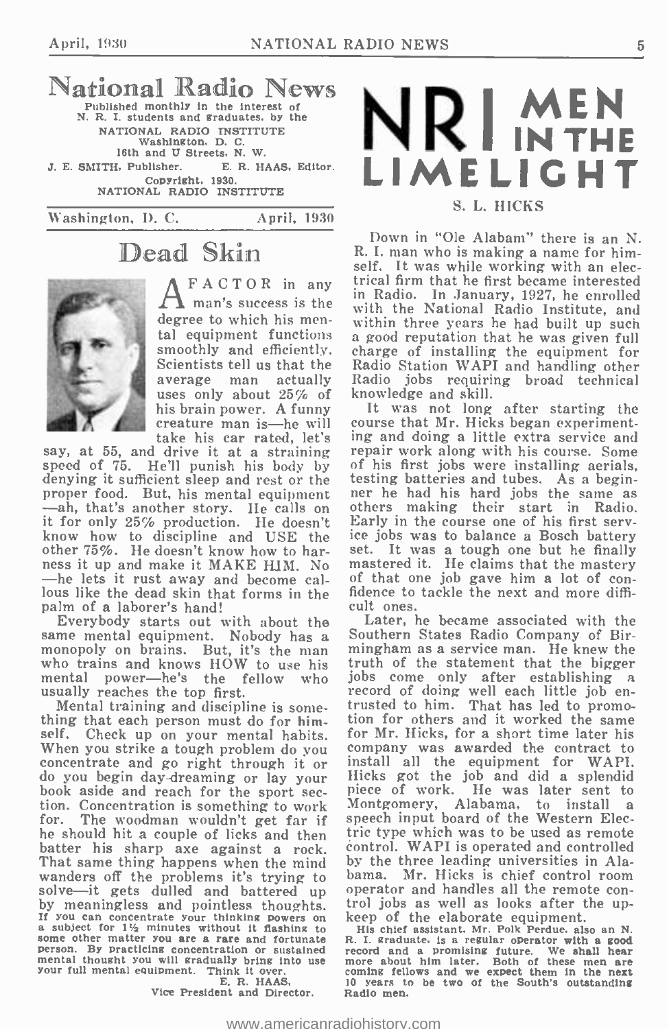# National Radio News

Published monthly in the interest of N. R. I. students and graduates, by the

NATIONAL RADIO INSTITUTE
Washington, D. C.
16th and U Streets, N. W.

J. E. SMITH, Publisher. E. R. HAAS, Editor.

Copyright, 1930.
NATIONAL RADIO INSTITUTE

Washington, D. C. April, 1930

## Dead Skin

A FACTOR in any man's success is the degree to which his mental equipment functions smoothly and efficiently. Scientists tell us that the average man actually uses only about 25% of his brain power. A funny creature man is—he will take his car rated, let's say, at 55, and drive it at a straining speed of 75. He'll punish his body by denying it sufficient sleep and rest or the proper food. But, his mental equipment—ah, that's another story. He calls on it for only 25% production. He doesn't know how to discipline and USE the other 75%. He doesn't know how to harness it up and make it MAKE HIM. No—he lets it rust away and become callous like the dead skin that forms in the palm of a laborer's hand!

Everybody starts out with about the same mental equipment. Nobody has a monopoly on brains. But, it's the man who trains and knows HOW to use his mental power—he's the fellow who usually reaches the top first.

Mental training and discipline is something that each person must do for himself. Check up on your mental habits. When you strike a tough problem do you concentrate and go right through it or do you begin day-dreaming or lay your book aside and reach for the sport section. Concentration is something to work for. The woodman wouldn't get far if he should hit a couple of licks and then batter his sharp axe against a rock. That same thing happens when the mind wanders off the problems it's trying to solve—it gets dulled and battered up by meaningless and pointless thoughts.

If you can concentrate your thinking powers on a subject for 1½ minutes without it flashing to some other matter you are a rare and fortunate person. By practicing concentration or sustained mental thought you will gradually bring into use your full mental equipment. Think it over.

E. R. HAAS,
Vice President and Director.

# NRI MEN IN THE LIMELIGHT

### S. L. HICKS

Down in "Ole Alabam" there is an N. R. I. man who is making a name for himself. It was while working with an electrical firm that he first became interested in Radio. In January, 1927, he enrolled with the National Radio Institute, and within three years he had built up such a good reputation that he was given full charge of installing the equipment for Radio Station WAPI and handling other Radio jobs requiring broad technical knowledge and skill.

It was not long after starting the course that Mr. Hicks began experimenting and doing a little extra service and repair work along with his course. Some of his first jobs were installing aerials, testing batteries and tubes. As a beginner he had his hard jobs the same as others making their start in Radio. Early in the course one of his first service jobs was to balance a Bosch battery set. It was a tough one but he finally mastered it. He claims that the mastery of that one job gave him a lot of confidence to tackle the next and more difficult ones.

Later, he became associated with the Southern States Radio Company of Birmingham as a service man. He knew the truth of the statement that the bigger jobs come only after establishing a record of doing well each little job entrusted to him. That has led to promotion for others and it worked the same for Mr. Hicks, for a short time later his company was awarded the contract to install all the equipment for WAPI. Hicks got the job and did a splendid piece of work. He was later sent to Montgomery, Alabama, to install a speech input board of the Western Electric type which was to be used as remote control. WAPI is operated and controlled by the three leading universities in Alabama. Mr. Hicks is chief control room operator and handles all the remote control jobs as well as looks after the upkeep of the elaborate equipment.

His chief assistant, Mr. Polk Perdue, also an N. R. I. graduate, is a regular operator with a good record and a promising future. We shall hear more about him later. Both of these men are coming fellows and we expect them in the next 10 years to be two of the South's outstanding Radio men.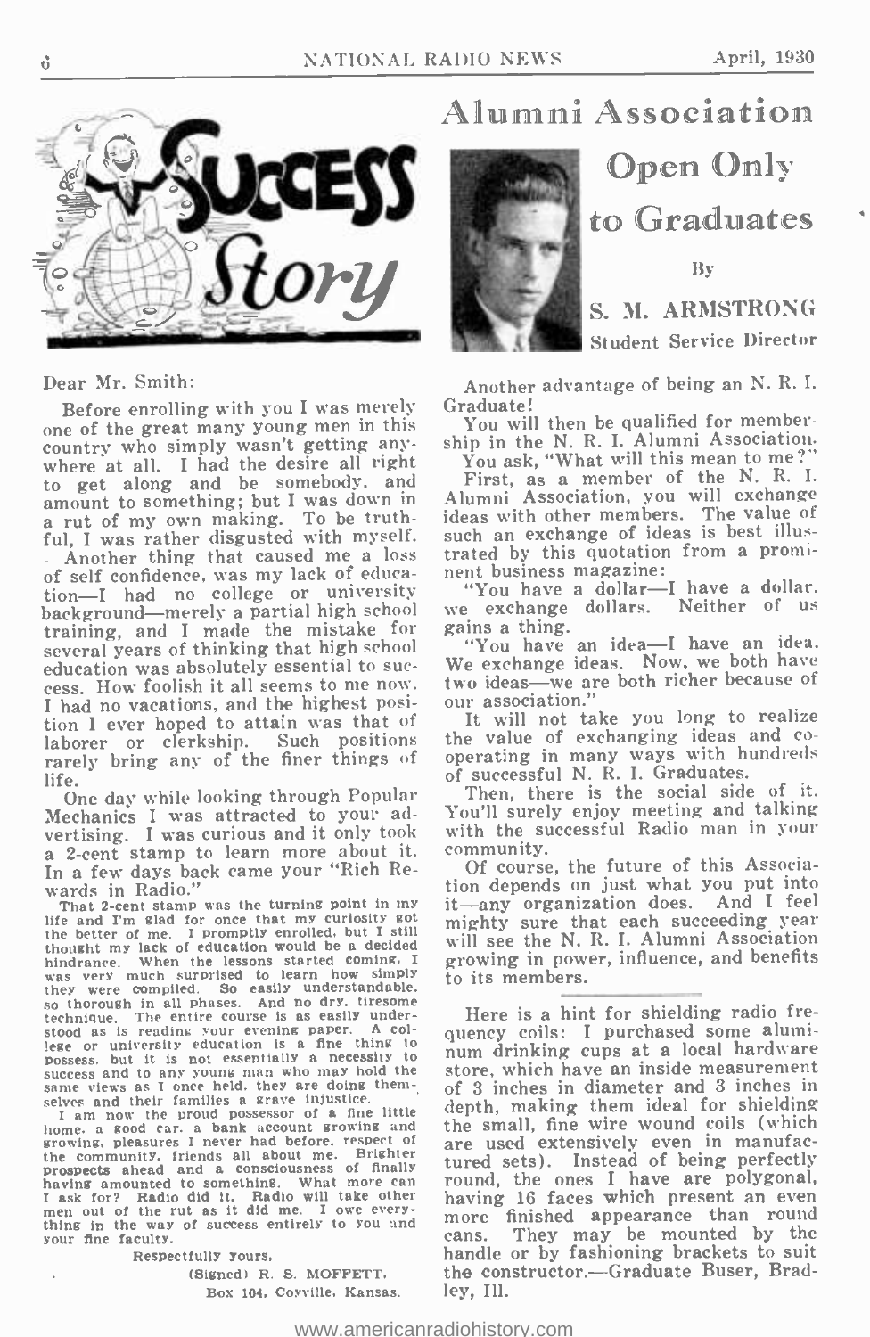# Success Story

Dear Mr. Smith:

Before enrolling with you I was merely one of the great many young men in this country who simply wasn't getting anywhere at all. I had the desire all right to get along and be somebody, and amount to something; but I was down in a rut of my own making. To be truthful, I was rather disgusted with myself. Another thing that caused me a loss of self confidence, was my lack of education—I had no college or university background—merely a partial high school training, and I made the mistake for several years of thinking that high school education was absolutely essential to success. How foolish it all seems to me now. I had no vacations, and the highest position I ever hoped to attain was that of laborer or clerkship. Such positions rarely bring any of the finer things of life.

One day while looking through Popular Mechanics I was attracted to your advertising. I was curious and it only took a 2-cent stamp to learn more about it. In a few days back came your "Rich Rewards in Radio."

That 2-cent stamp was the turning point in my life and I'm glad for once that my curiosity got the better of me. I promptly enrolled, but I still thought my lack of education would be a decided hindrance. When the lessons started coming, I was very much surprised to learn how simply they were compiled. So easily understandable, so thorough in all phases. And no dry, tiresome technique. The entire course is as easily understood as is reading your evening paper. A college or university education is a fine thing to possess, but it is not essentially a necessity to success and to any young man who may hold the same views as I once held, they are doing themselves and their families a grave injustice.

I am now the proud possessor of a fine little home, a good car, a bank account growing and growing, pleasures I never had before, respect of the community, friends all about me. Brighter prospects ahead and a consciousness of finally having amounted to something. What more can I ask for? Radio did it. Radio will take other men out of the rut as it did me. I owe everything in the way of success entirely to you and your fine faculty.

Respectfully yours,

(Signed) R. S. MOFFETT,
Box 104, Coyville, Kansas.

# Alumni Association Open Only to Graduates

By

**S. M. ARMSTRONG**
Student Service Director

Another advantage of being an N. R. I. Graduate!

You will then be qualified for membership in the N. R. I. Alumni Association.

You ask, "What will this mean to me?"

First, as a member of the N. R. I. Alumni Association, you will exchange ideas with other members. The value of such an exchange of ideas is best illustrated by this quotation from a prominent business magazine:

"You have a dollar—I have a dollar. we exchange dollars. Neither of us gains a thing.

"You have an idea—I have an idea. We exchange ideas. Now, we both have two ideas—we are both richer because of our association."

It will not take you long to realize the value of exchanging ideas and cooperating in many ways with hundreds of successful N. R. I. Graduates.

Then, there is the social side of it. You'll surely enjoy meeting and talking with the successful Radio man in your community.

Of course, the future of this Association depends on just what you put into it—any organization does. And I feel mighty sure that each succeeding year will see the N. R. I. Alumni Association growing in power, influence, and benefits to its members.

---

Here is a hint for shielding radio frequency coils: I purchased some aluminum drinking cups at a local hardware store, which have an inside measurement of 3 inches in diameter and 3 inches in depth, making them ideal for shielding the small, fine wire wound coils (which are used extensively even in manufactured sets). Instead of being perfectly round, the ones I have are polygonal, having 16 faces which present an even more finished appearance than round cans. They may be mounted by the handle or by fashioning brackets to suit the constructor.—Graduate Buser, Bradley, Ill.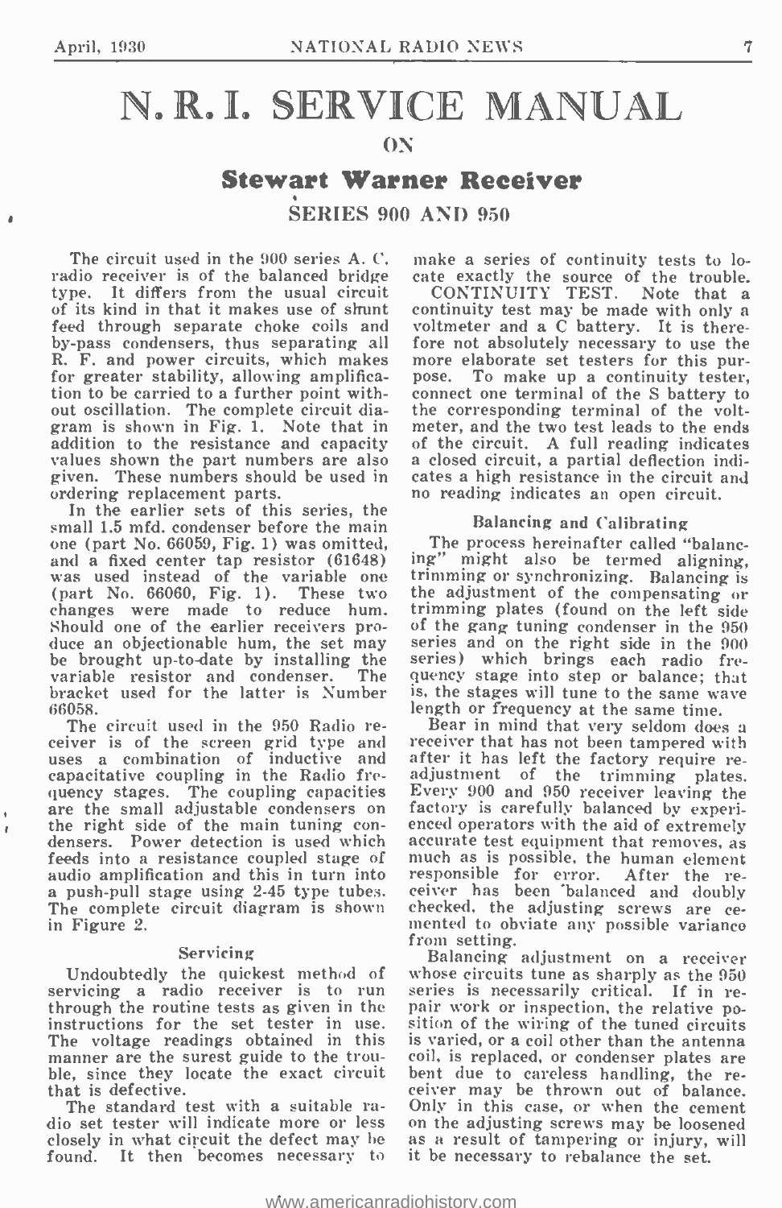# N. R. I. SERVICE MANUAL

ON

## Stewart Warner Receiver

### SERIES 900 AND 950

The circuit used in the 900 series A. C. radio receiver is of the balanced bridge type. It differs from the usual circuit of its kind in that it makes use of shunt feed through separate choke coils and by-pass condensers, thus separating all R. F. and power circuits, which makes for greater stability, allowing amplification to be carried to a further point without oscillation. The complete circuit diagram is shown in Fig. 1. Note that in addition to the resistance and capacity values shown the part numbers are also given. These numbers should be used in ordering replacement parts.

In the earlier sets of this series, the small 1.5 mfd. condenser before the main one (part No. 66059, Fig. 1) was omitted, and a fixed center tap resistor (61648) was used instead of the variable one (part No. 66060, Fig. 1). These two changes were made to reduce hum. Should one of the earlier receivers produce an objectionable hum, the set may be brought up-to-date by installing the variable resistor and condenser. The bracket used for the latter is Number 66058.

The circuit used in the 950 Radio receiver is of the screen grid type and uses a combination of inductive and capacitative coupling in the Radio frequency stages. The coupling capacities are the small adjustable condensers on the right side of the main tuning condensers. Power detection is used which feeds into a resistance coupled stage of audio amplification and this in turn into a push-pull stage using 2-45 type tubes. The complete circuit diagram is shown in Figure 2.

#### Servicing

Undoubtedly the quickest method of servicing a radio receiver is to run through the routine tests as given in the instructions for the set tester in use. The voltage readings obtained in this manner are the surest guide to the trouble, since they locate the exact circuit that is defective.

The standard test with a suitable radio set tester will indicate more or less closely in what circuit the defect may be found. It then becomes necessary to make a series of continuity tests to locate exactly the source of the trouble.

CONTINUITY TEST. Note that a continuity test may be made with only a voltmeter and a C battery. It is therefore not absolutely necessary to use the more elaborate set testers for this purpose. To make up a continuity tester, connect one terminal of the S battery to the corresponding terminal of the voltmeter, and the two test leads to the ends of the circuit. A full reading indicates a closed circuit, a partial deflection indicates a high resistance in the circuit and no reading indicates an open circuit.

#### Balancing and Calibrating

The process hereinafter called "balancing" might also be termed aligning, trimming or synchronizing. Balancing is the adjustment of the compensating or trimming plates (found on the left side of the gang tuning condenser in the 950 series and on the right side in the 900 series) which brings each radio frequency stage into step or balance; that is, the stages will tune to the same wave length or frequency at the same time.

Bear in mind that very seldom does a receiver that has not been tampered with after it has left the factory require readjustment of the trimming plates. Every 900 and 950 receiver leaving the factory is carefully balanced by experienced operators with the aid of extremely accurate test equipment that removes, as much as is possible, the human element responsible for error. After the receiver has been balanced and doubly checked, the adjusting screws are cemented to obviate any possible variance from setting.

Balancing adjustment on a receiver whose circuits tune as sharply as the 950 series is necessarily critical. If in repair work or inspection, the relative position of the wiring of the tuned circuits is varied, or a coil other than the antenna coil, is replaced, or condenser plates are bent due to careless handling, the receiver may be thrown out of balance. Only in this case, or when the cement on the adjusting screws may be loosened as a result of tampering or injury, will it be necessary to rebalance the set.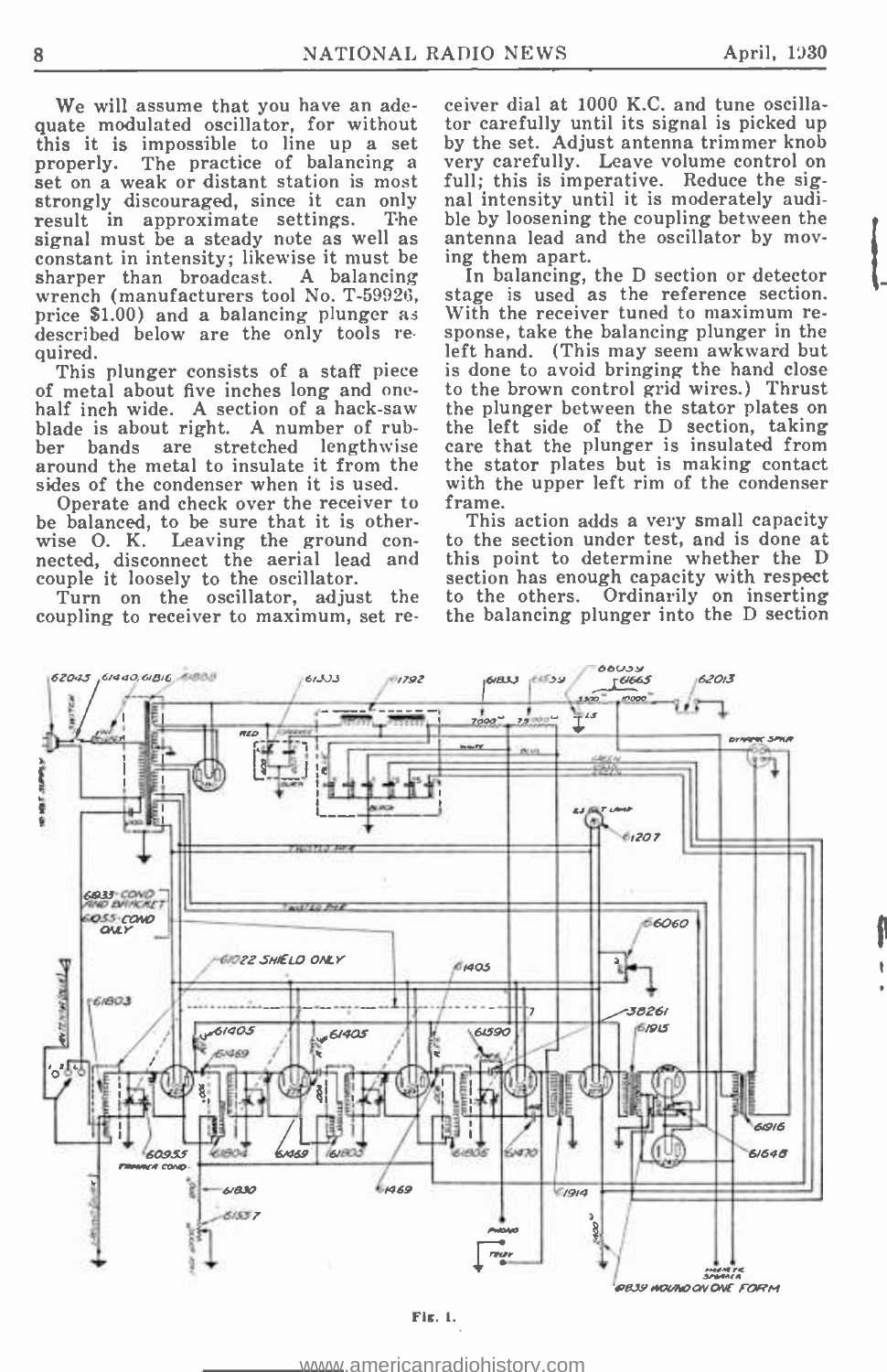We will assume that you have an adequate modulated oscillator, for without this it is impossible to line up a set properly. The practice of balancing a set on a weak or distant station is most strongly discouraged, since it can only result in approximate settings. The signal must be a steady note as well as constant in intensity; likewise it must be sharper than broadcast. A balancing wrench (manufacturers tool No. T-59926, price $1.00) and a balancing plunger as described below are the only tools required.

This plunger consists of a staff piece of metal about five inches long and one-half inch wide. A section of a hack-saw blade is about right. A number of rubber bands are stretched lengthwise around the metal to insulate it from the sides of the condenser when it is used.

Operate and check over the receiver to be balanced, to be sure that it is otherwise O. K. Leaving the ground connected, disconnect the aerial lead and couple it loosely to the oscillator.

Turn on the oscillator, adjust the coupling to receiver to maximum, set receiver dial at 1000 K.C. and tune oscillator carefully until its signal is picked up by the set. Adjust antenna trimmer knob very carefully. Leave volume control on full; this is imperative. Reduce the signal intensity until it is moderately audible by loosening the coupling between the antenna lead and the oscillator by moving them apart.

In balancing, the D section or detector stage is used as the reference section. With the receiver tuned to maximum response, take the balancing plunger in the left hand. (This may seem awkward but is done to avoid bringing the hand close to the brown control grid wires.) Thrust the plunger between the stator plates on the left side of the D section, taking care that the plunger is insulated from the stator plates but is making contact with the upper left rim of the condenser frame.

This action adds a very small capacity to the section under test, and is done at this point to determine whether the D section has enough capacity with respect to the others. Ordinarily on inserting the balancing plunger into the D section

Fig. 1.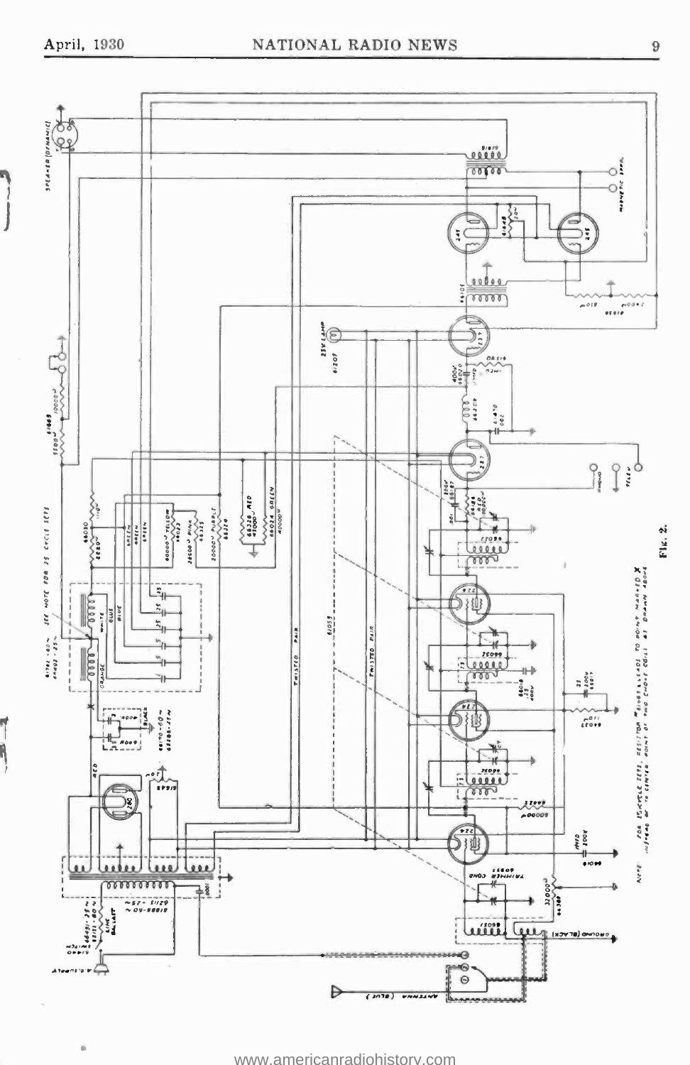NOTE: FOR 25 CYCLE SETS, RESISTOR #61065 LEADS TO POINT MARKED X INSTEAD OF TO CENTER POINT OF TWO CHOKE COILS AS DRAWN ABOVE

Fig. 2.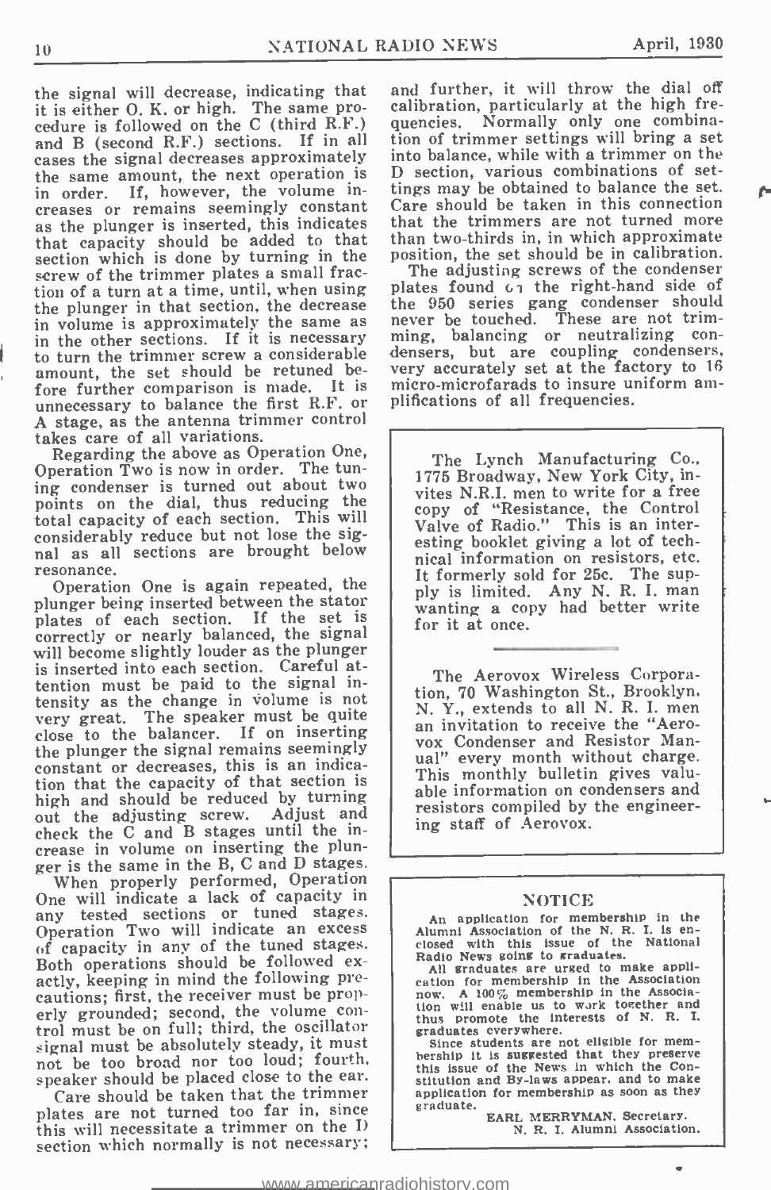the signal will decrease, indicating that it is either O. K. or high. The same procedure is followed on the C (third R.F.) and B (second R.F.) sections. If in all cases the signal decreases approximately the same amount, the next operation is in order. If, however, the volume increases or remains seemingly constant as the plunger is inserted, this indicates that capacity should be added to that section which is done by turning in the screw of the trimmer plates a small fraction of a turn at a time, until, when using the plunger in that section, the decrease in volume is approximately the same as in the other sections. If it is necessary to turn the trimmer screw a considerable amount, the set should be retuned before further comparison is made. It is unnecessary to balance the first R.F. or A stage, as the antenna trimmer control takes care of all variations.

Regarding the above as Operation One, Operation Two is now in order. The tuning condenser is turned out about two points on the dial, thus reducing the total capacity of each section. This will considerably reduce but not lose the signal as all sections are brought below resonance.

Operation One is again repeated, the plunger being inserted between the stator plates of each section. If the set is correctly or nearly balanced, the signal will become slightly louder as the plunger is inserted into each section. Careful attention must be paid to the signal intensity as the change in volume is not very great. The speaker must be quite close to the balancer. If on inserting the plunger the signal remains seemingly constant or decreases, this is an indication that the capacity of that section is high and should be reduced by turning out the adjusting screw. Adjust and check the C and B stages until the increase in volume on inserting the plunger is the same in the B, C and D stages.

When properly performed, Operation One will indicate a lack of capacity in any tested sections or tuned stages. Operation Two will indicate an excess of capacity in any of the tuned stages. Both operations should be followed exactly, keeping in mind the following precautions; first, the receiver must be properly grounded; second, the volume control must be on full; third, the oscillator signal must be absolutely steady, it must not be too broad nor too loud; fourth, speaker should be placed close to the ear.

Care should be taken that the trimmer plates are not turned too far in, since this will necessitate a trimmer on the D section which normally is not necessary; and further, it will throw the dial off calibration, particularly at the high frequencies. Normally only one combination of trimmer settings will bring a set into balance, while with a trimmer on the D section, various combinations of settings may be obtained to balance the set. Care should be taken in this connection that the trimmers are not turned more than two-thirds in, in which approximate position, the set should be in calibration.

The adjusting screws of the condenser plates found on the right-hand side of the 950 series gang condenser should never be touched. These are not trimming, balancing or neutralizing condensers, but are coupling condensers, very accurately set at the factory to 16 micro-microfarads to insure uniform amplifications of all frequencies.

---

The Lynch Manufacturing Co., 1775 Broadway, New York City, invites N.R.I. men to write for a free copy of "Resistance, the Control Valve of Radio." This is an interesting booklet giving a lot of technical information on resistors, etc. It formerly sold for 25c. The supply is limited. Any N. R. I. man wanting a copy had better write for it at once.

The Aerovox Wireless Corporation, 70 Washington St., Brooklyn, N. Y., extends to all N. R. I. men an invitation to receive the "Aerovox Condenser and Resistor Manual" every month without charge. This monthly bulletin gives valuable information on condensers and resistors compiled by the engineering staff of Aerovox.

---

### NOTICE

An application for membership in the Alumni Association of the N. R. I. is enclosed with this issue of the National Radio News going to graduates.

All graduates are urged to make application for membership in the Association now. A 100% membership in the Association will enable us to work together and thus promote the interests of N. R. I. graduates everywhere.

Since students are not eligible for membership it is suggested that they preserve this issue of the News in which the Constitution and By-laws appear, and to make application for membership as soon as they graduate.

EARL MERRYMAN, Secretary.
N. R. I. Alumni Association.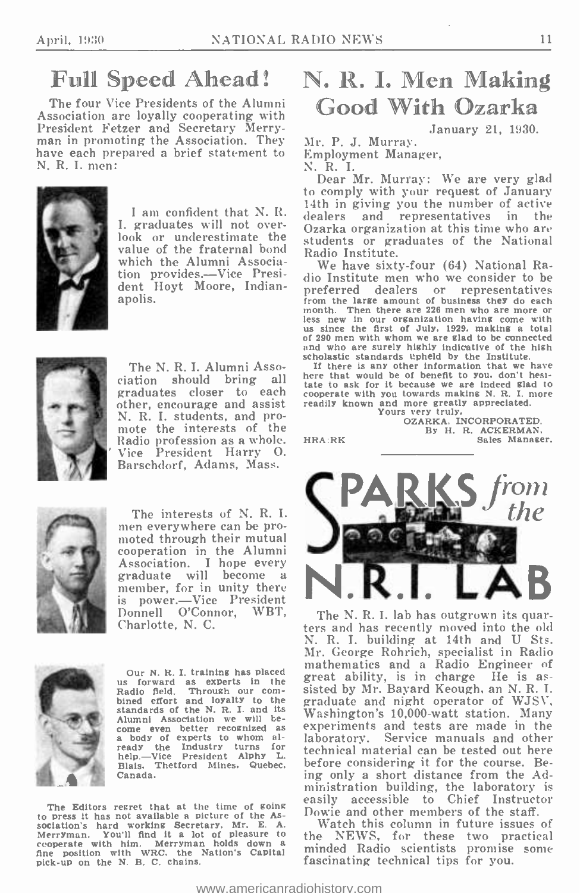# Full Speed Ahead!

The four Vice Presidents of the Alumni Association are loyally cooperating with President Fetzer and Secretary Merryman in promoting the Association. They have each prepared a brief statement to N. R. I. men:

I am confident that N. R. I. graduates will not overlook or underestimate the value of the fraternal bond which the Alumni Association provides.—Vice President Hoyt Moore, Indianapolis.

The N. R. I. Alumni Association should bring all graduates closer to each other, encourage and assist N. R. I. students, and promote the interests of the Radio profession as a whole. Vice President Harry O. Barschdorf, Adams, Mass.

The interests of N. R. I. men everywhere can be promoted through their mutual cooperation in the Alumni Association. I hope every graduate will become a member, for in unity there is power.—Vice President Donnell O'Connor, WBT, Charlotte, N. C.

Our N. R. I. training has placed us forward as experts in the Radio field. Through our combined effort and loyalty to the standards of the N. R. I. and its Alumni Association we will become even better recognized as a body of experts to whom already the Industry turns for help.—Vice President Alphy L. Blais, Thetford Mines, Quebec, Canada.

The Editors regret that at the time of going to press it has not available a picture of the Association's hard working Secretary, Mr. E. A. Merryman. You'll find it a lot of pleasure to cooperate with him. Merryman holds down a fine position with WRC, the Nation's Capital pick-up on the N. B. C. chains.

# N. R. I. Men Making Good With Ozarka

January 21, 1930.

Mr. P. J. Murray,
Employment Manager,
N. R. I.

Dear Mr. Murray: We are very glad to comply with your request of January 14th in giving you the number of active dealers and representatives in the Ozarka organization at this time who are students or graduates of the National Radio Institute.

We have sixty-four (64) National Radio Institute men who we consider to be preferred dealers or representatives from the large amount of business they do each month. Then there are 226 men who are more or less new in our organization having come with us since the first of July, 1929, making a total of 290 men with whom we are glad to be connected and who are surely highly indicative of the high scholastic standards upheld by the Institute.

If there is any other information that we have here that would be of benefit to you, don't hesitate to ask for it because we are indeed glad to cooperate with you towards making N. R. I. more readily known and more greatly appreciated.

Yours very truly,
OZARKA, INCORPORATED.
By H. R. ACKERMAN,
Sales Manager.

HRA:RK

# Sparks from the N.R.I. Lab

The N. R. I. lab has outgrown its quarters and has recently moved into the old N. R. I. building at 14th and U Sts. Mr. George Rohrich, specialist in Radio mathematics and a Radio Engineer of great ability, is in charge. He is assisted by Mr. Bayard Keough, an N. R. I. graduate and night operator of WJSV, Washington's 10,000-watt station. Many experiments and tests are made in the laboratory. Service manuals and other technical material can be tested out here before considering it for the course. Being only a short distance from the Administration building, the laboratory is easily accessible to Chief Instructor Dowie and other members of the staff.

Watch this column in future issues of the NEWS, for these two practical minded Radio scientists promise some fascinating technical tips for you.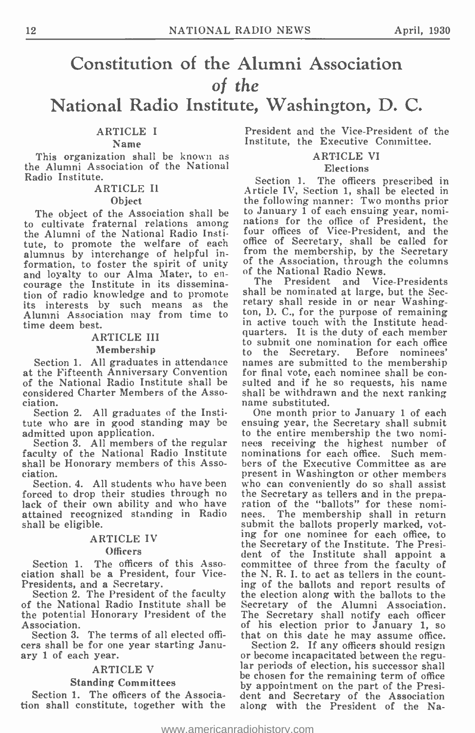# Constitution of the Alumni Association *of the* National Radio Institute, Washington, D. C.

## ARTICLE I

### Name

This organization shall be known as the Alumni Association of the National Radio Institute.

## ARTICLE II

### Object

The object of the Association shall be to cultivate fraternal relations among the Alumni of the National Radio Institute, to promote the welfare of each alumnus by interchange of helpful information, to foster the spirit of unity and loyalty to our Alma Mater, to encourage the Institute in its dissemination of radio knowledge and to promote its interests by such means as the Alumni Association may from time to time deem best.

## ARTICLE III

### Membership

Section 1. All graduates in attendance at the Fifteenth Anniversary Convention of the National Radio Institute shall be considered Charter Members of the Association.

Section 2. All graduates of the Institute who are in good standing may be admitted upon application.

Section 3. All members of the regular faculty of the National Radio Institute shall be Honorary members of this Association.

Section. 4. All students who have been forced to drop their studies through no lack of their own ability and who have attained recognized standing in Radio shall be eligible.

## ARTICLE IV

### Officers

Section 1. The officers of this Association shall be a President, four Vice-Presidents, and a Secretary.

Section 2. The President of the faculty of the National Radio Institute shall be the potential Honorary President of the Association.

Section 3. The terms of all elected officers shall be for one year starting January 1 of each year.

## ARTICLE V

### Standing Committees

Section 1. The officers of the Association shall constitute, together with the President and the Vice-President of the Institute, the Executive Committee.

## ARTICLE VI

### Elections

Section 1. The officers prescribed in Article IV, Section 1, shall be elected in the following manner: Two months prior to January 1 of each ensuing year, nominations for the office of President, the four offices of Vice-President, and the office of Secretary, shall be called for from the membership, by the Secretary of the Association, through the columns of the National Radio News.

The President and Vice-Presidents shall be nominated at large, but the Secretary shall reside in or near Washington, D. C., for the purpose of remaining in active touch with the Institute headquarters. It is the duty of each member to submit one nomination for each office to the Secretary. Before nominees' names are submitted to the membership for final vote, each nominee shall be consulted and if he so requests, his name shall be withdrawn and the next ranking name substituted.

One month prior to January 1 of each ensuing year, the Secretary shall submit to the entire membership the two nominees receiving the highest number of nominations for each office. Such members of the Executive Committee as are present in Washington or other members who can conveniently do so shall assist the Secretary as tellers and in the preparation of the "ballots" for these nominees. The membership shall in return submit the ballots properly marked, voting for one nominee for each office, to the Secretary of the Institute. The President of the Institute shall appoint a committee of three from the faculty of the N. R. I. to act as tellers in the counting of the ballots and report results of the election along with the ballots to the Secretary of the Alumni Association. The Secretary shall notify each officer of his election prior to January 1, so that on this date he may assume office.

Section 2. If any officers should resign or become incapacitated between the regular periods of election, his successor shall be chosen for the remaining term of office by appointment on the part of the President and Secretary of the Association along with the President of the Na-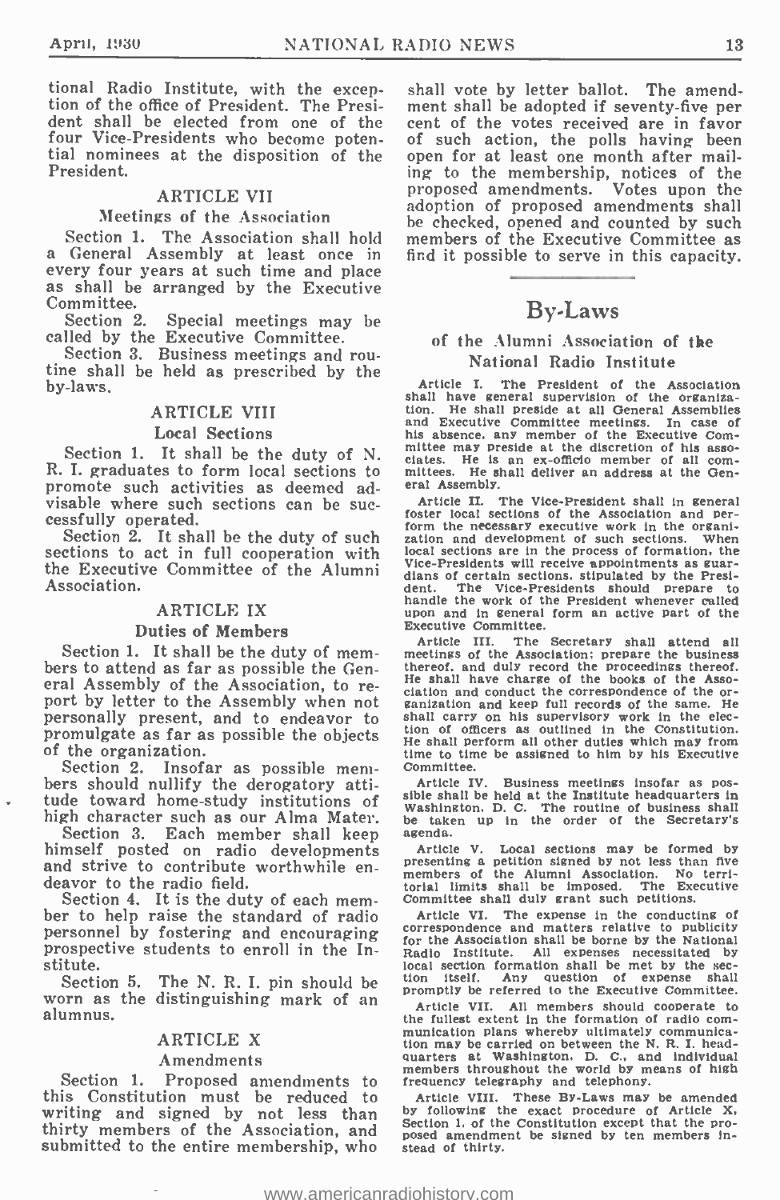tional Radio Institute, with the exception of the office of President. The President shall be elected from one of the four Vice-Presidents who become potential nominees at the disposition of the President.

### ARTICLE VII

#### Meetings of the Association

Section 1. The Association shall hold a General Assembly at least once in every four years at such time and place as shall be arranged by the Executive Committee.

Section 2. Special meetings may be called by the Executive Committee.

Section 3. Business meetings and routine shall be held as prescribed by the by-laws.

### ARTICLE VIII

#### Local Sections

Section 1. It shall be the duty of N. R. I. graduates to form local sections to promote such activities as deemed advisable where such sections can be successfully operated.

Section 2. It shall be the duty of such sections to act in full cooperation with the Executive Committee of the Alumni Association.

### ARTICLE IX

#### Duties of Members

Section 1. It shall be the duty of members to attend as far as possible the General Assembly of the Association, to report by letter to the Assembly when not personally present, and to endeavor to promulgate as far as possible the objects of the organization.

Section 2. Insofar as possible members should nullify the derogatory attitude toward home-study institutions of high character such as our Alma Mater.

Section 3. Each member shall keep himself posted on radio developments and strive to contribute worthwhile endeavor to the radio field.

Section 4. It is the duty of each member to help raise the standard of radio personnel by fostering and encouraging prospective students to enroll in the Institute.

Section 5. The N. R. I. pin should be worn as the distinguishing mark of an alumnus.

### ARTICLE X

#### Amendments

Section 1. Proposed amendments to this Constitution must be reduced to writing and signed by not less than thirty members of the Association, and submitted to the entire membership, who shall vote by letter ballot. The amendment shall be adopted if seventy-five per cent of the votes received are in favor of such action, the polls having been open for at least one month after mailing to the membership, notices of the proposed amendments. Votes upon the adoption of proposed amendments shall be checked, opened and counted by such members of the Executive Committee as find it possible to serve in this capacity.

## By-Laws

### of the Alumni Association of the National Radio Institute

Article I. The President of the Association shall have general supervision of the organization. He shall preside at all General Assemblies and Executive Committee meetings. In case of his absence, any member of the Executive Committee may preside at the discretion of his associates. He is an ex-officio member of all committees. He shall deliver an address at the General Assembly.

Article II. The Vice-President shall in general foster local sections of the Association and perform the necessary executive work in the organization and development of such sections. When local sections are in the process of formation, the Vice-Presidents will receive appointments as guardians of certain sections, stipulated by the President. The Vice-Presidents should prepare to handle the work of the President whenever called upon and in general form an active part of the Executive Committee.

Article III. The Secretary shall attend all meetings of the Association; prepare the business thereof, and duly record the proceedings thereof. He shall have charge of the books of the Association and conduct the correspondence of the organization and keep full records of the same. He shall carry on his supervisory work in the election of officers as outlined in the Constitution. He shall perform all other duties which may from time to time be assigned to him by his Executive Committee.

Article IV. Business meetings insofar as possible shall be held at the Institute headquarters in Washington, D. C. The routine of business shall be taken up in the order of the Secretary's agenda.

Article V. Local sections may be formed by presenting a petition signed by not less than five members of the Alumni Association. No territorial limits shall be imposed. The Executive Committee shall duly grant such petitions.

Article VI. The expense in the conducting of correspondence and matters relative to publicity for the Association shall be borne by the National Radio Institute. All expenses necessitated by local section formation shall be met by the section itself. Any question of expense shall promptly be referred to the Executive Committee.

Article VII. All members should cooperate to the fullest extent in the formation of radio communication plans whereby ultimately communication may be carried on between the N. R. I. headquarters at Washington, D. C., and individual members throughout the world by means of high frequency telegraphy and telephony.

Article VIII. These By-Laws may be amended by following the exact procedure of Article X, Section 1, of the Constitution except that the proposed amendment be signed by ten members instead of thirty.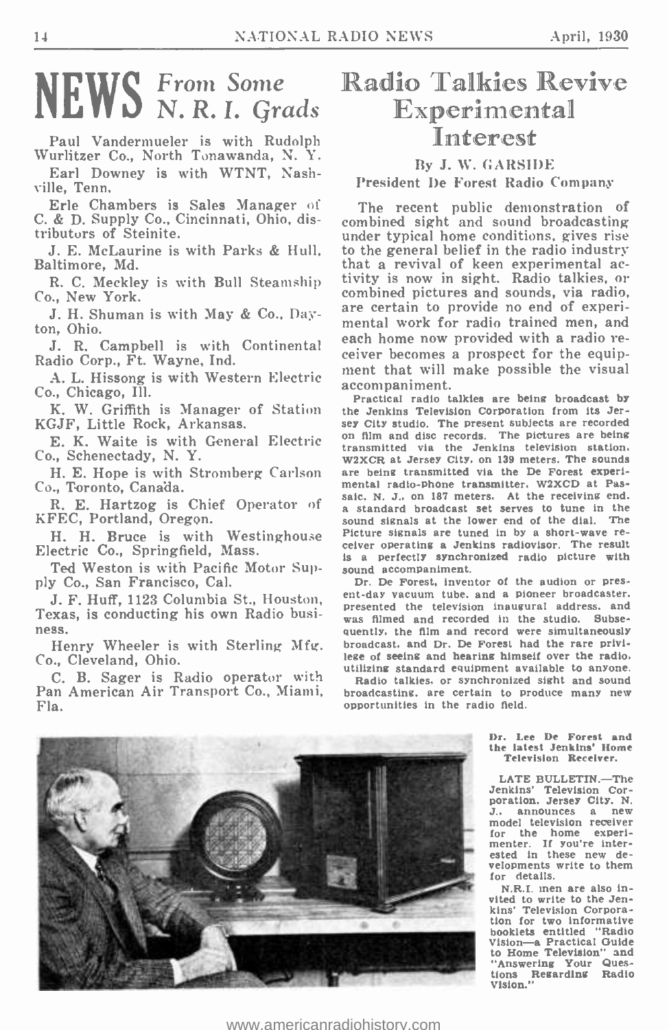# NEWS *From Some N. R. I. Grads*

Paul Vandermueler is with Rudolph Wurlitzer Co., North Tonawanda, N. Y.

Earl Downey is with WTNT, Nashville, Tenn.

Erle Chambers is Sales Manager of C. & D. Supply Co., Cincinnati, Ohio, distributors of Steinite.

J. E. McLaurine is with Parks & Hull, Baltimore, Md.

R. C. Meckley is with Bull Steamship Co., New York.

J. H. Shuman is with May & Co., Dayton, Ohio.

J. R. Campbell is with Continental Radio Corp., Ft. Wayne, Ind.

A. L. Hissong is with Western Electric Co., Chicago, Ill.

K. W. Griffith is Manager of Station KGJF, Little Rock, Arkansas.

E. K. Waite is with General Electric Co., Schenectady, N. Y.

H. E. Hope is with Stromberg Carlson Co., Toronto, Canada.

R. E. Hartzog is Chief Operator of KFEC, Portland, Oregon.

H. H. Bruce is with Westinghouse Electric Co., Springfield, Mass.

Ted Weston is with Pacific Motor Supply Co., San Francisco, Cal.

J. F. Huff, 1123 Columbia St., Houston, Texas, is conducting his own Radio business.

Henry Wheeler is with Sterling Mfg. Co., Cleveland, Ohio.

C. B. Sager is Radio operator with Pan American Air Transport Co., Miami, Fla.

# Radio Talkies Revive Experimental Interest

By J. W. GARSIDE
President De Forest Radio Company

The recent public demonstration of combined sight and sound broadcasting under typical home conditions, gives rise to the general belief in the radio industry that a revival of keen experimental activity is now in sight. Radio talkies, or combined pictures and sounds, via radio, are certain to provide no end of experimental work for radio trained men, and each home now provided with a radio receiver becomes a prospect for the equipment that will make possible the visual accompaniment.

Practical radio talkies are being broadcast by the Jenkins Television Corporation from its Jersey City studio. The present subjects are recorded on film and disc records. The pictures are being transmitted via the Jenkins television station, W2XCR at Jersey City, on 139 meters. The sounds are being transmitted via the De Forest experimental radio-phone transmitter, W2XCD at Passaic, N. J., on 187 meters. At the receiving end, a standard broadcast set serves to tune in the sound signals at the lower end of the dial. The picture signals are tuned in by a short-wave receiver operating a Jenkins radiovisor. The result is a perfectly synchronized radio picture with sound accompaniment.

Dr. De Forest, inventor of the audion or present-day vacuum tube, and a pioneer broadcaster, presented the television inaugural address, and was filmed and recorded in the studio. Subsequently, the film and record were simultaneously broadcast, and Dr. De Forest had the rare privilege of seeing and hearing himself over the radio, utilizing standard equipment available to anyone.

Radio talkies, or synchronized sight and sound broadcasting, are certain to produce many new opportunities in the radio field.

**Dr. Lee De Forest and the latest Jenkins' Home Television Receiver.**

LATE BULLETIN.—The Jenkins' Television Corporation, Jersey City, N. J., announces a new model television receiver for the home experimenter. If you're interested in these new developments write to them for details.

N.R.I. men are also invited to write to the Jenkins' Television Corporation for two informative booklets entitled "Radio Vision—a Practical Guide to Home Television" and "Answering Your Questions Regarding Radio Vision."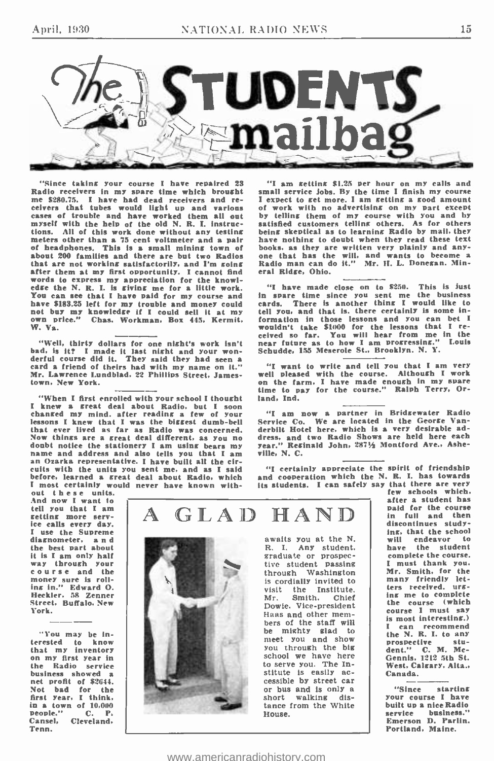# The STUDENTS mailbag

"Since taking your course I have repaired 23 Radio receivers in my spare time which brought me $280.75. I have had dead receivers and receivers that tubes would light up and various cases of trouble and have worked them all out myself with the help of the old N. R. I. instructions. All of this work done without any testing meters other than a 75 cent voltmeter and a pair of headphones. This is a small mining town of about 200 families and there are but two Radios that are not working satisfactorily, and I'm going after them at my first opportunity. I cannot find words to express my appreciation for the knowledge the N. R. I. is giving me for a little work. You can see that I have paid for my course and have $183.25 left for my trouble and money could not buy my knowledge if I could sell it at my own price." Chas. Workman, Box 445, Kermit, W. Va.

---

"Well, thirty dollars for one night's work isn't bad, is it? I made it last night and your wonderful course did it. They said they had seen a card a friend of theirs had with my name on it." Mr. Lawrence Lundblad, 22 Phillips Street, Jamestown, New York.

---

"When I first enrolled with your school I thought I knew a great deal about Radio, but I soon changed my mind, after reading a few of your lessons I knew that I was the biggest dumb-bell that ever lived as far as Radio was concerned. Now things are a great deal different, as you no doubt notice the stationery I am using bears my name and address and also tells you that I am an Ozarka representative. I have built all the circuits with the units you sent me, and as I said before, learned a great deal about Radio, which I most certainly would never have known without these units. And now I want to tell you that I am getting more service calls every day. I use the Supreme diagnometer, and the best part about it is I am only half way through your course and the money sure is rolling in." Edward O. Heckler, 58 Zenner Street, Buffalo, New York.

---

"You may be interested to know that my inventory on my first year in the Radio service business showed a net profit of $2644. Not bad for the first year, I think, in a town of 10,000 people." C. P. Cansel, Cleveland, Tenn.

---

"I am getting $1.25 per hour on my calls and small service jobs. By the time I finish my course I expect to get more. I am getting a good amount of work with no advertising on my part except by telling them of my course with you and by satisfied customers telling others. As for others being skeptical as to learning Radio by mail, they have nothing to doubt when they read these text books, as they are written very plainly and anyone that has the will, and wants to become a Radio man can do it." Mr. H. L. Donegan, Mineral Ridge, Ohio.

---

"I have made close on to $250. This is just in spare time since you sent me the business cards. There is another thing I would like to tell you, and that is, there certainly is some information in those lessons and you can bet I wouldn't take $1000 for the lessons that I received so far. You will hear from me in the near future as to how I am progressing." Louis Schudde, 155 Meserole St., Brooklyn, N. Y.

---

"I want to write and tell you that I am very well pleased with the course. Although I work on the farm, I have made enough in my spare time to pay for the course." Ralph Terry, Orland, Ind.

---

"I am now a partner in Bridgewater Radio Service Co. We are located in the George Vanderbilt Hotel here, which is a very desirable address, and two Radio Shows are held here each year." Reginald John, 287½ Montford Ave., Asheville, N. C.

---

"I certainly appreciate the spirit of friendship and cooperation which the N. R. I. has towards its students. I can safely say that there are very few schools which, after a student has paid for the course in full and then discontinues studying, that the school will endeavor to have the student complete the course. I must thank you, Mr. Smith, for the many friendly letters received, urging me to complete the course (which course I must say is most interesting.) I can recommend the N. R. I. to any prospective student." C. M. McGennis, 1212 5th St. West, Calgary, Alta., Canada.

---

"Since starting your course I have built up a nice Radio service business." Emerson D. Parlin, Portland, Maine.

## A GLAD HAND

awaits you at the N. R. I. Any student, graduate or prospective student passing through Washington is cordially invited to visit the Institute. Mr. Smith, Chief Dowie, Vice-president Haas and other members of the staff will be mighty glad to meet you and show you through the big school we have here to serve you. The Institute is easily accessible by street car or bus and is only a short walking distance from the White House.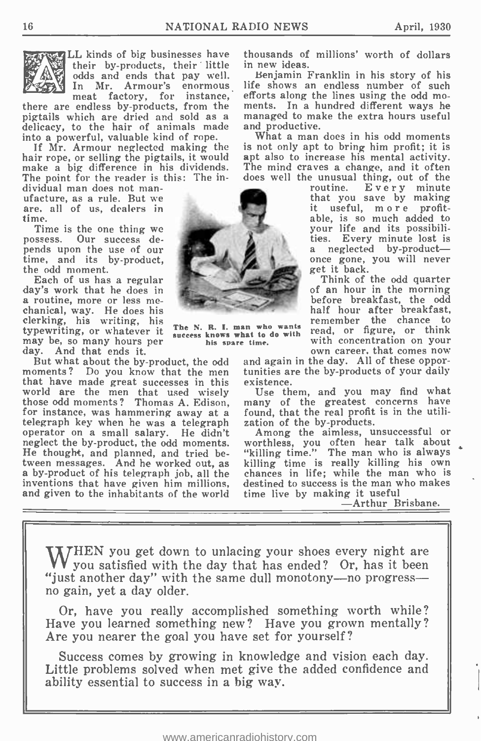ALL kinds of big businesses have their by-products, their little odds and ends that pay well. In Mr. Armour's enormous meat factory, for instance, there are endless by-products, from the pigtails which are dried and sold as a delicacy, to the hair of animals made into a powerful, valuable kind of rope.

If Mr. Armour neglected making the hair rope, or selling the pigtails, it would make a big difference in his dividends. The point for the reader is this: The individual man does not manufacture, as a rule. But we are, all of us, dealers in time.

Time is the one thing we possess. Our success depends upon the use of our time, and its by-product, the odd moment.

Each of us has a regular day's work that he does in a routine, more or less mechanical, way. He does his clerking, his writing, his typewriting, or whatever it may be, so many hours per day. And that ends it.

But what about the by-product, the odd moments? Do you know that the men that have made great successes in this world are the men that used wisely those odd moments? Thomas A. Edison, for instance, was hammering away at a telegraph key when he was a telegraph operator on a small salary. He didn't neglect the by-product, the odd moments. He thought, and planned, and tried between messages. And he worked out, as a by-product of his telegraph job, all the inventions that have given him millions, and given to the inhabitants of the world thousands of millions' worth of dollars in new ideas.

Benjamin Franklin in his story of his life shows an endless number of such efforts along the lines using the odd moments. In a hundred different ways he managed to make the extra hours useful and productive.

What a man does in his odd moments is not only apt to bring him profit; it is apt also to increase his mental activity. The mind craves a change, and it often does well the unusual thing, out of the routine. Every minute that you save by making it useful, more profitable, is so much added to your life and its possibilities. Every minute lost is a neglected by-product—once gone, you will never get it back.

The N. R. I. man who wants success knows what to do with his spare time.

Think of the odd quarter of an hour in the morning before breakfast, the odd half hour after breakfast, remember the chance to read, or figure, or think with concentration on your own career, that comes now and again in the day. All of these opportunities are the by-products of your daily existence.

Use them, and you may find what many of the greatest concerns have found, that the real profit is in the utilization of the by-products.

Among the aimless, unsuccessful or worthless, you often hear talk about "killing time." The man who is always killing time is really killing his own chances in life; while the man who is destined to success is the man who makes time live by making it useful

—Arthur Brisbane.

---

WHEN you get down to unlacing your shoes every night are you satisfied with the day that has ended? Or, has it been "just another day" with the same dull monotony—no progress—no gain, yet a day older.

Or, have you really accomplished something worth while? Have you learned something new? Have you grown mentally? Are you nearer the goal you have set for yourself?

Success comes by growing in knowledge and vision each day. Little problems solved when met give the added confidence and ability essential to success in a big way.